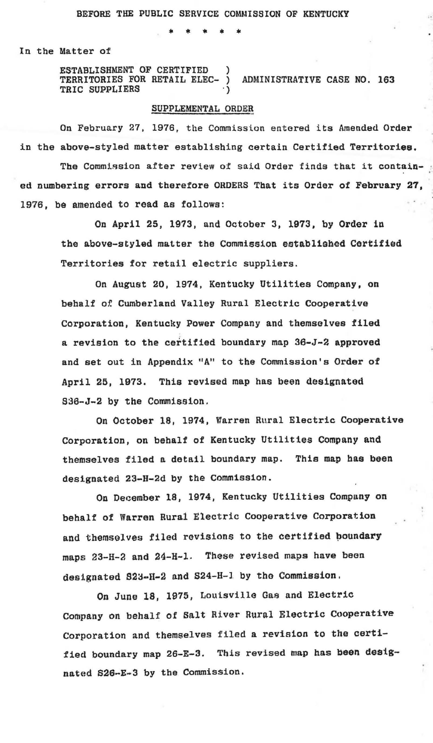BEFORE THE PUBLIC SERVICE COMMISSION OF KENTUCKY

\* \* \* \* \*

In the Matter of

ESTABLISHMENT OF CERTIFIED TERRITORIES FOR RETAIL ELECTRIC SUPPLIERS ) ADMINISTRATIVE CASE NO. 163

## SUPPLEMENTAL ORDER

On February 27, 1976, the Commission entered its Amended Order in the above-styled matter establishing certain Certified Territories.

The Commission after review of said Order finds that it contained numbering errors and therefore ORDERS That its Order of February 27, 1976, be amended to read as follows:

> On April 25, 1973, and October 3, 1973, by Order in the above-styled matter the Commission established Certified Territories for retail electric suppliers.
>
> On August 20, 1974, Kentucky Utilities Company, on behalf of Cumberland Valley Rural Electric Cooperative Corporation, Kentucky Power Company and themselves filed a revision to the certified boundary map 36-J-2 approved and set out in Appendix "A" to the Commission's Order of April 25, 1973. This revised map has been designated S36-J-2 by the Commission.
>
> On October 18, 1974, Warren Rural Electric Cooperative Corporation, on behalf of Kentucky Utilities Company and themselves filed a detail boundary map. This map has been designated 23-H-2d by the Commission.
>
> On December 18, 1974, Kentucky Utilities Company on behalf of Warren Rural Electric Cooperative Corporation and themselves filed revisions to the certified boundary maps 23-H-2 and 24-H-1. These revised maps have been designated S23-H-2 and S24-H-1 by the Commission.
>
> On June 18, 1975, Louisville Gas and Electric Company on behalf of Salt River Rural Electric Cooperative Corporation and themselves filed a revision to the certified boundary map 26-E-3. This revised map has been designated S26-E-3 by the Commission.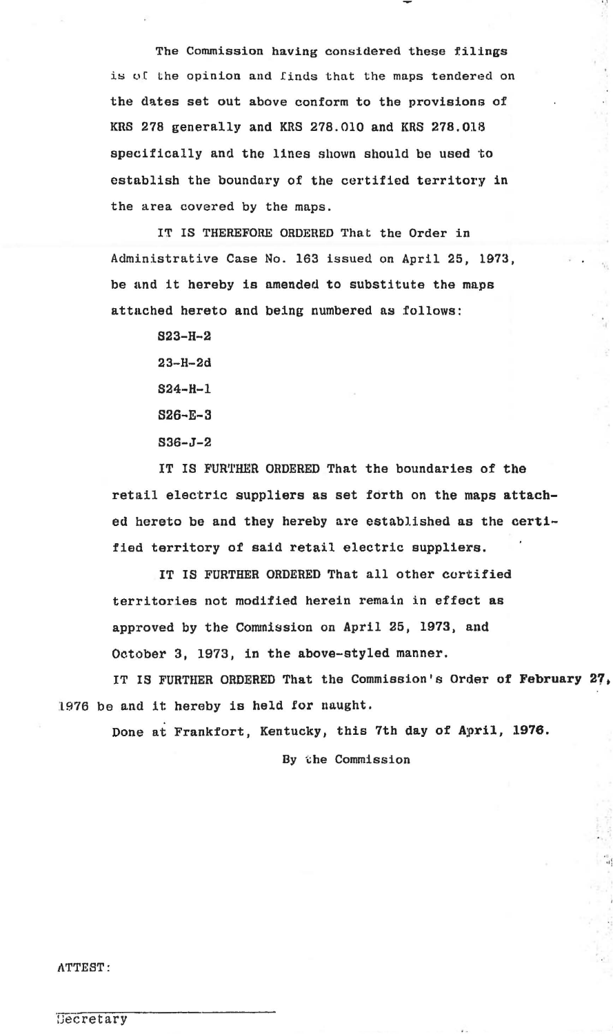The Commission having considered these filings is of the opinion and finds that the maps tendered on the dates set out above conform to the provisions of KRS 278 generally and KRS 278.010 and KRS 278.018 specifically and the lines shown should be used to establish the boundary of the certified territory in the area covered by the maps.

IT IS THEREFORE ORDERED That the Order in Administrative Case No. 163 issued on April 25, 1973, be and it hereby is amended to substitute the maps attached hereto and being numbered as follows:

S23-H-2

23-H-2d

S24-H-1

S26-E-3

S36-J-2

IT IS FURTHER ORDERED That the boundaries of the retail electric suppliers as set forth on the maps attached hereto be and they hereby are established as the certified territory of said retail electric suppliers.

IT IS FURTHER ORDERED That all other certified territories not modified herein remain in effect as approved by the Commission on April 25, 1973, and October 3, 1973, in the above-styled manner.

IT IS FURTHER ORDERED That the Commission's Order of **February 27,** 1976 be and it hereby is held for naught.

Done at Frankfort, Kentucky, this 7th day of **April, 1976.**

By the Commission

ATTEST:

Secretary